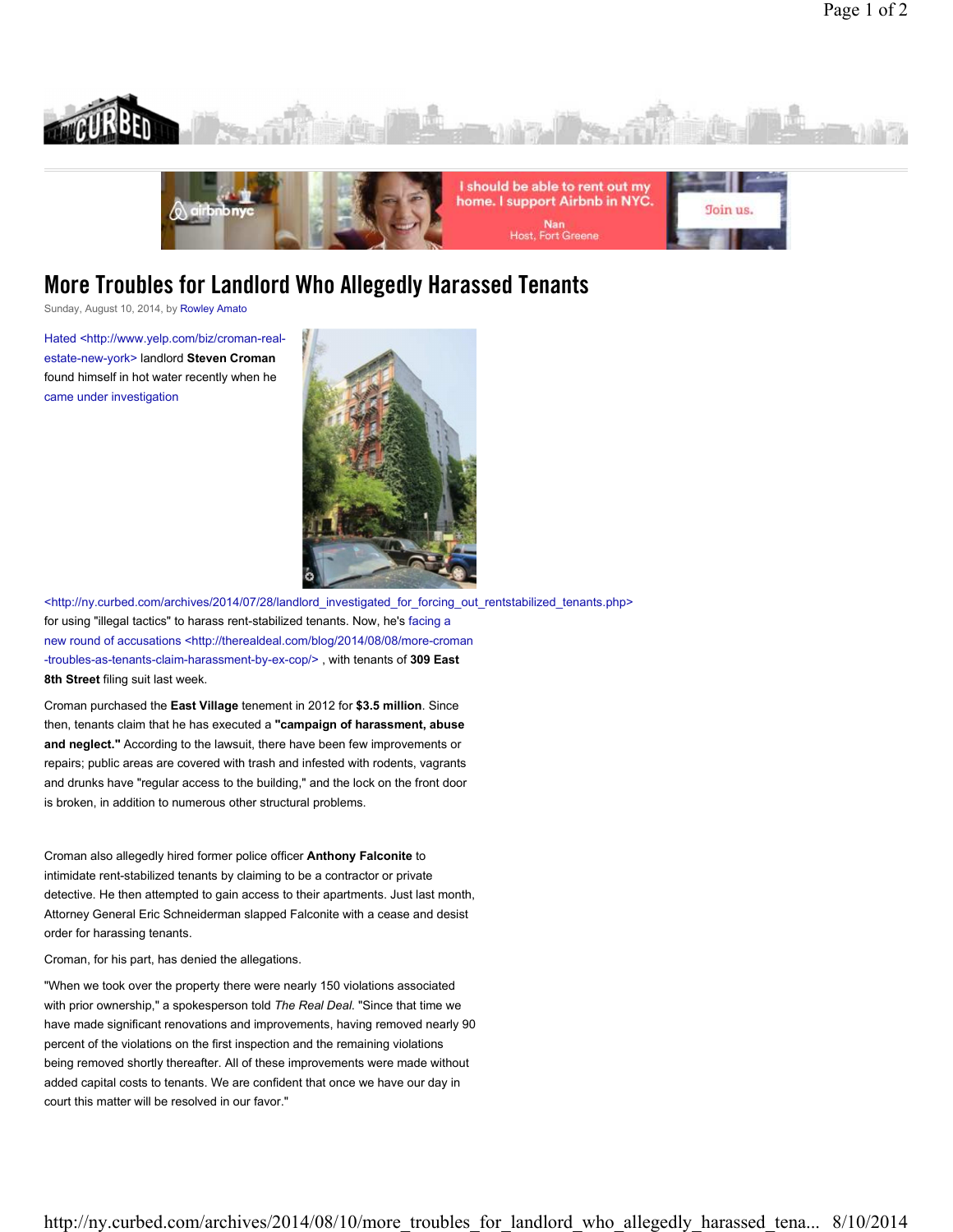# More Troubles for Landlord Who Allegedly Harassed Tenants

Sunday, August 10, 2014, by Rowley Amato

Hated <http://www.yelp.com/biz/croman-real-estate-new-york> landlord **Steven Croman** found himself in hot water recently when he came under investigation <http://ny.curbed.com/archives/2014/07/28/landlord_investigated_for_forcing_out_rentstabilized_tenants.php> for using "illegal tactics" to harass rent-stabilized tenants. Now, he's facing a new round of accusations <http://therealdeal.com/blog/2014/08/08/more-croman-troubles-as-tenants-claim-harassment-by-ex-cop/> , with tenants of **309 East 8th Street** filing suit last week.

Croman purchased the **East Village** tenement in 2012 for **$3.5 million**. Since then, tenants claim that he has executed a **"campaign of harassment, abuse and neglect."** According to the lawsuit, there have been few improvements or repairs; public areas are covered with trash and infested with rodents, vagrants and drunks have "regular access to the building," and the lock on the front door is broken, in addition to numerous other structural problems.

Croman also allegedly hired former police officer **Anthony Falconite** to intimidate rent-stabilized tenants by claiming to be a contractor or private detective. He then attempted to gain access to their apartments. Just last month, Attorney General Eric Schneiderman slapped Falconite with a cease and desist order for harassing tenants.

Croman, for his part, has denied the allegations.

"When we took over the property there were nearly 150 violations associated with prior ownership," a spokesperson told *The Real Deal*. "Since that time we have made significant renovations and improvements, having removed nearly 90 percent of the violations on the first inspection and the remaining violations being removed shortly thereafter. All of these improvements were made without added capital costs to tenants. We are confident that once we have our day in court this matter will be resolved in our favor."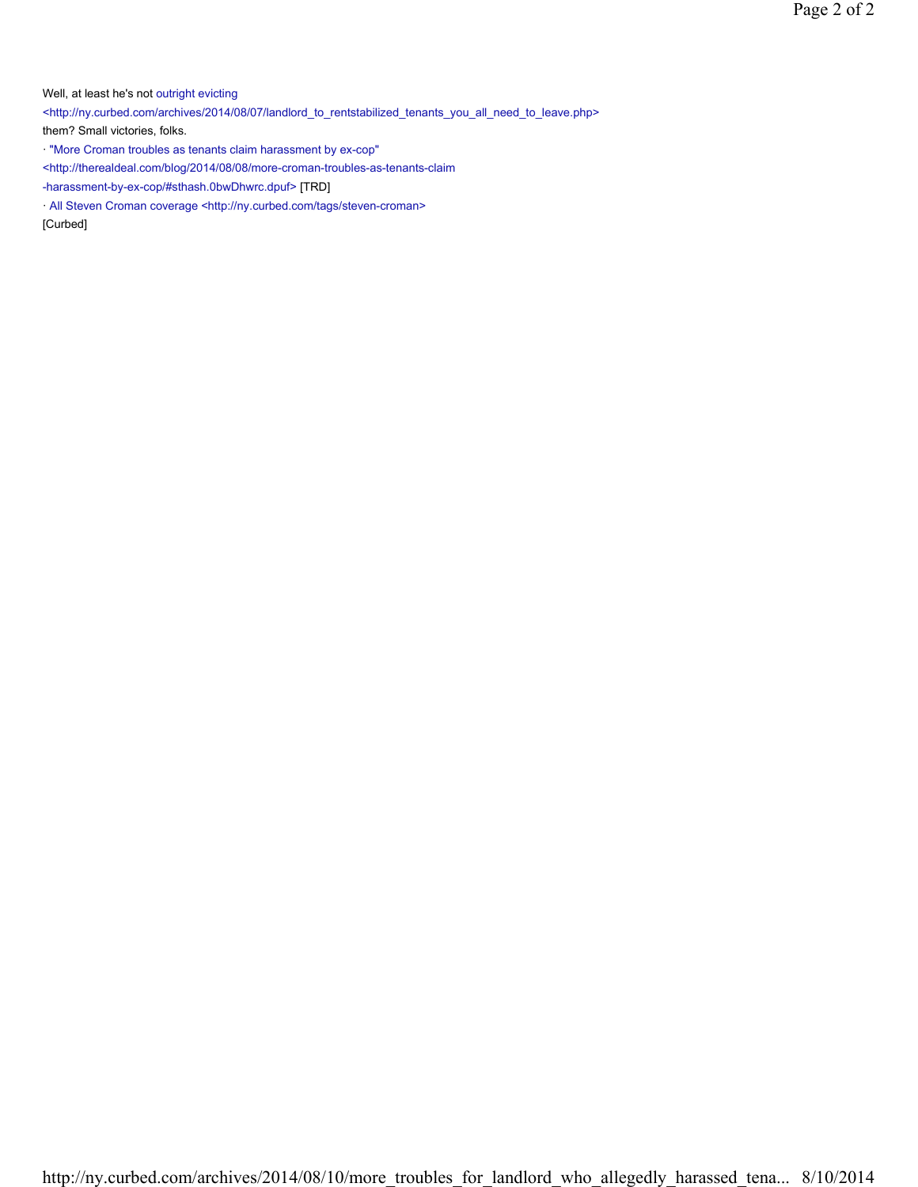Well, at least he's not outright evicting <http://ny.curbed.com/archives/2014/08/07/landlord_to_rentstabilized_tenants_you_all_need_to_leave.php> them? Small victories, folks.

· "More Croman troubles as tenants claim harassment by ex-cop" <http://therealdeal.com/blog/2014/08/08/more-croman-troubles-as-tenants-claim-harassment-by-ex-cop/#sthash.0bwDhwrc.dpuf> [TRD]

· All Steven Croman coverage <http://ny.curbed.com/tags/steven-croman> [Curbed]